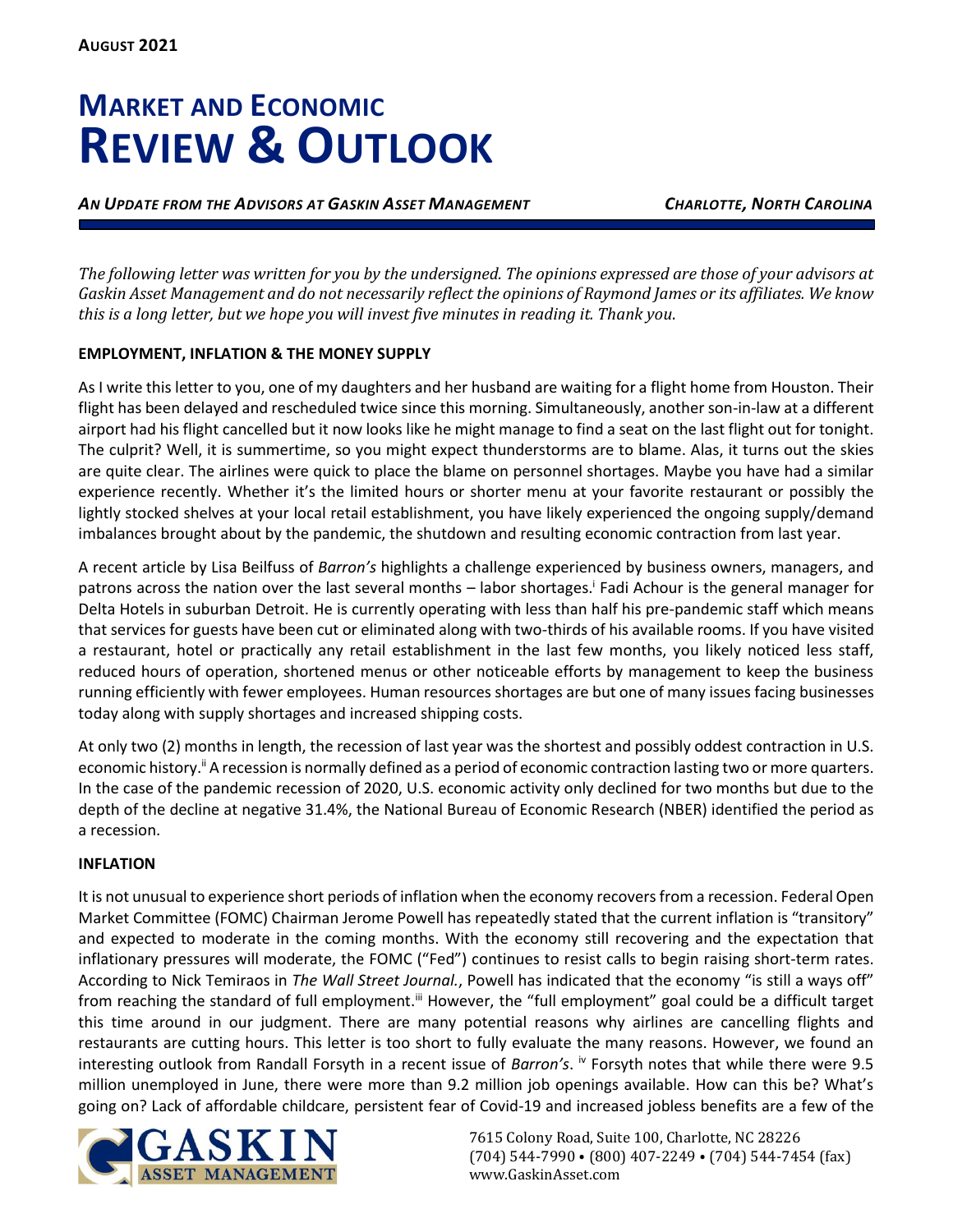**AUGUST 2021**

# MARKET AND ECONOMIC REVIEW & OUTLOOK

***AN UPDATE FROM THE ADVISORS AT GASKIN ASSET MANAGEMENT*** ***CHARLOTTE, NORTH CAROLINA***

*The following letter was written for you by the undersigned. The opinions expressed are those of your advisors at Gaskin Asset Management and do not necessarily reflect the opinions of Raymond James or its affiliates. We know this is a long letter, but we hope you will invest five minutes in reading it. Thank you.*

**EMPLOYMENT, INFLATION & THE MONEY SUPPLY**

As I write this letter to you, one of my daughters and her husband are waiting for a flight home from Houston. Their flight has been delayed and rescheduled twice since this morning. Simultaneously, another son-in-law at a different airport had his flight cancelled but it now looks like he might manage to find a seat on the last flight out for tonight. The culprit? Well, it is summertime, so you might expect thunderstorms are to blame. Alas, it turns out the skies are quite clear. The airlines were quick to place the blame on personnel shortages. Maybe you have had a similar experience recently. Whether it's the limited hours or shorter menu at your favorite restaurant or possibly the lightly stocked shelves at your local retail establishment, you have likely experienced the ongoing supply/demand imbalances brought about by the pandemic, the shutdown and resulting economic contraction from last year.

A recent article by Lisa Beilfuss of *Barron's* highlights a challenge experienced by business owners, managers, and patrons across the nation over the last several months – labor shortages.[i] Fadi Achour is the general manager for Delta Hotels in suburban Detroit. He is currently operating with less than half his pre-pandemic staff which means that services for guests have been cut or eliminated along with two-thirds of his available rooms. If you have visited a restaurant, hotel or practically any retail establishment in the last few months, you likely noticed less staff, reduced hours of operation, shortened menus or other noticeable efforts by management to keep the business running efficiently with fewer employees. Human resources shortages are but one of many issues facing businesses today along with supply shortages and increased shipping costs.

At only two (2) months in length, the recession of last year was the shortest and possibly oddest contraction in U.S. economic history.[ii] A recession is normally defined as a period of economic contraction lasting two or more quarters. In the case of the pandemic recession of 2020, U.S. economic activity only declined for two months but due to the depth of the decline at negative 31.4%, the National Bureau of Economic Research (NBER) identified the period as a recession.

**INFLATION**

It is not unusual to experience short periods of inflation when the economy recovers from a recession. Federal Open Market Committee (FOMC) Chairman Jerome Powell has repeatedly stated that the current inflation is "transitory" and expected to moderate in the coming months. With the economy still recovering and the expectation that inflationary pressures will moderate, the FOMC ("Fed") continues to resist calls to begin raising short-term rates. According to Nick Temiraos in *The Wall Street Journal.*, Powell has indicated that the economy "is still a ways off" from reaching the standard of full employment.[iii] However, the "full employment" goal could be a difficult target this time around in our judgment. There are many potential reasons why airlines are cancelling flights and restaurants are cutting hours. This letter is too short to fully evaluate the many reasons. However, we found an interesting outlook from Randall Forsyth in a recent issue of *Barron's*.[iv] Forsyth notes that while there were 9.5 million unemployed in June, there were more than 9.2 million job openings available. How can this be? What's going on? Lack of affordable childcare, persistent fear of Covid-19 and increased jobless benefits are a few of the

7615 Colony Road, Suite 100, Charlotte, NC 28226
(704) 544-7990 • (800) 407-2249 • (704) 544-7454 (fax)
www.GaskinAsset.com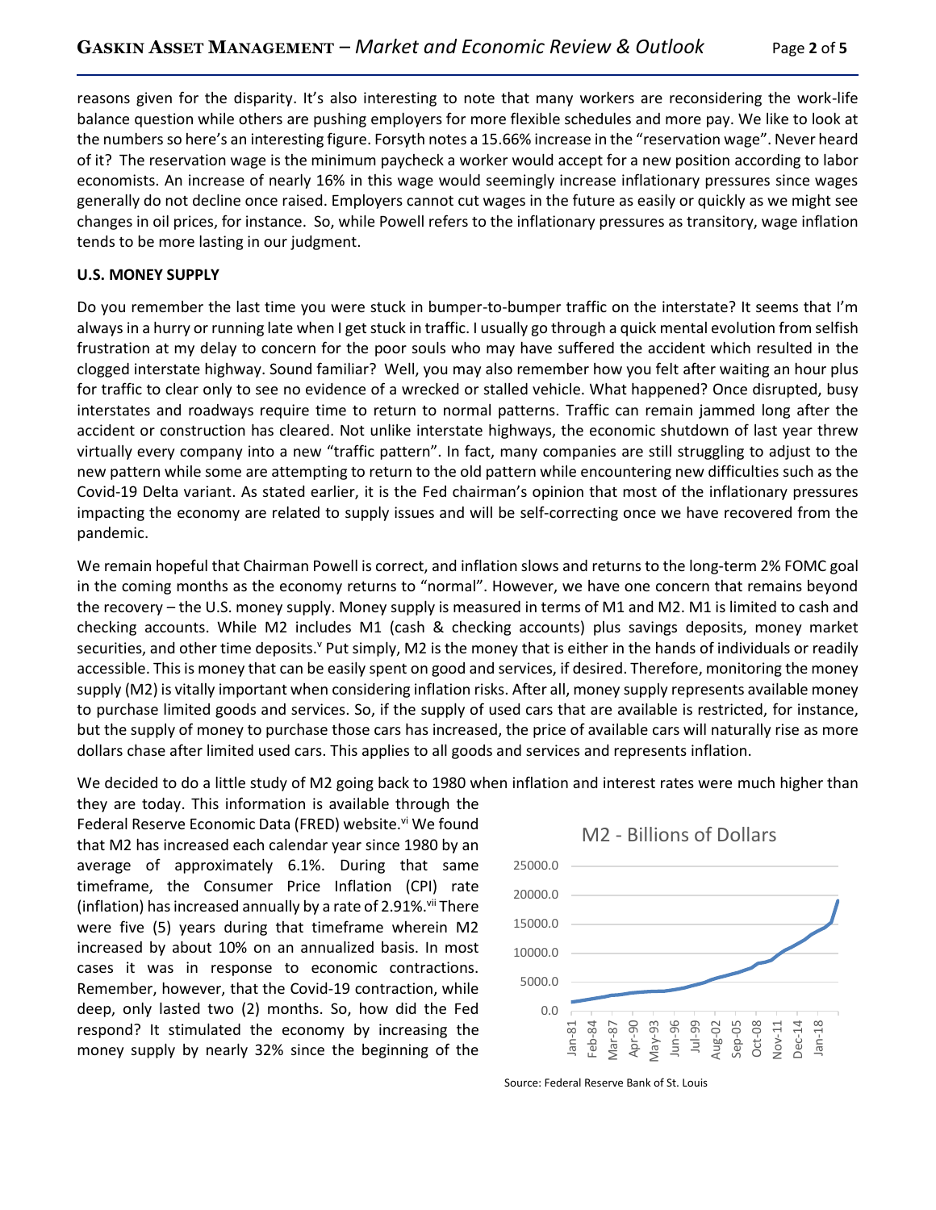reasons given for the disparity. It's also interesting to note that many workers are reconsidering the work-life balance question while others are pushing employers for more flexible schedules and more pay. We like to look at the numbers so here's an interesting figure. Forsyth notes a 15.66% increase in the "reservation wage". Never heard of it? The reservation wage is the minimum paycheck a worker would accept for a new position according to labor economists. An increase of nearly 16% in this wage would seemingly increase inflationary pressures since wages generally do not decline once raised. Employers cannot cut wages in the future as easily or quickly as we might see changes in oil prices, for instance. So, while Powell refers to the inflationary pressures as transitory, wage inflation tends to be more lasting in our judgment.

**U.S. MONEY SUPPLY**

Do you remember the last time you were stuck in bumper-to-bumper traffic on the interstate? It seems that I'm always in a hurry or running late when I get stuck in traffic. I usually go through a quick mental evolution from selfish frustration at my delay to concern for the poor souls who may have suffered the accident which resulted in the clogged interstate highway. Sound familiar? Well, you may also remember how you felt after waiting an hour plus for traffic to clear only to see no evidence of a wrecked or stalled vehicle. What happened? Once disrupted, busy interstates and roadways require time to return to normal patterns. Traffic can remain jammed long after the accident or construction has cleared. Not unlike interstate highways, the economic shutdown of last year threw virtually every company into a new "traffic pattern". In fact, many companies are still struggling to adjust to the new pattern while some are attempting to return to the old pattern while encountering new difficulties such as the Covid-19 Delta variant. As stated earlier, it is the Fed chairman's opinion that most of the inflationary pressures impacting the economy are related to supply issues and will be self-correcting once we have recovered from the pandemic.

We remain hopeful that Chairman Powell is correct, and inflation slows and returns to the long-term 2% FOMC goal in the coming months as the economy returns to "normal". However, we have one concern that remains beyond the recovery – the U.S. money supply. Money supply is measured in terms of M1 and M2. M1 is limited to cash and checking accounts. While M2 includes M1 (cash & checking accounts) plus savings deposits, money market securities, and other time deposits.[v] Put simply, M2 is the money that is either in the hands of individuals or readily accessible. This is money that can be easily spent on good and services, if desired. Therefore, monitoring the money supply (M2) is vitally important when considering inflation risks. After all, money supply represents available money to purchase limited goods and services. So, if the supply of used cars that are available is restricted, for instance, but the supply of money to purchase those cars has increased, the price of available cars will naturally rise as more dollars chase after limited used cars. This applies to all goods and services and represents inflation.

We decided to do a little study of M2 going back to 1980 when inflation and interest rates were much higher than they are today. This information is available through the Federal Reserve Economic Data (FRED) website.[vi] We found that M2 has increased each calendar year since 1980 by an average of approximately 6.1%. During that same timeframe, the Consumer Price Inflation (CPI) rate (inflation) has increased annually by a rate of 2.91%.[vii] There were five (5) years during that timeframe wherein M2 increased by about 10% on an annualized basis. In most cases it was in response to economic contractions. Remember, however, that the Covid-19 contraction, while deep, only lasted two (2) months. So, how did the Fed respond? It stimulated the economy by increasing the money supply by nearly 32% since the beginning of the

M2 - Billions of Dollars

Source: Federal Reserve Bank of St. Louis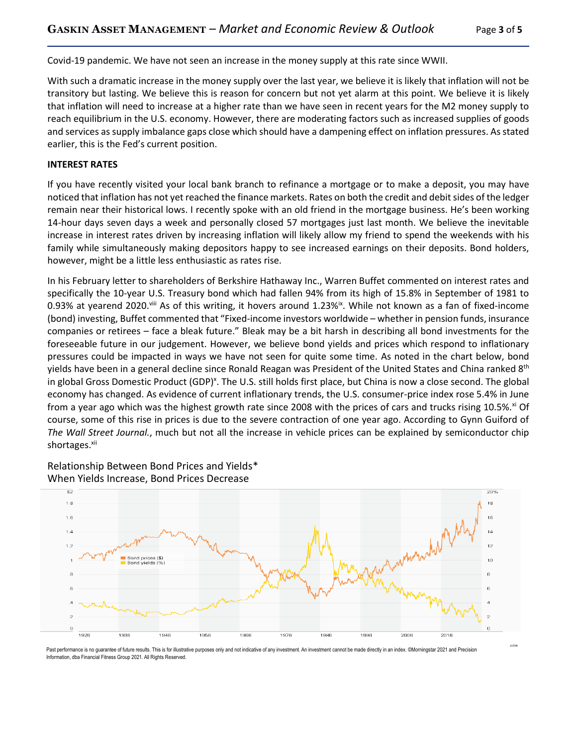Covid-19 pandemic. We have not seen an increase in the money supply at this rate since WWII.

With such a dramatic increase in the money supply over the last year, we believe it is likely that inflation will not be transitory but lasting. We believe this is reason for concern but not yet alarm at this point. We believe it is likely that inflation will need to increase at a higher rate than we have seen in recent years for the M2 money supply to reach equilibrium in the U.S. economy. However, there are moderating factors such as increased supplies of goods and services as supply imbalance gaps close which should have a dampening effect on inflation pressures. As stated earlier, this is the Fed's current position.

**INTEREST RATES**

If you have recently visited your local bank branch to refinance a mortgage or to make a deposit, you may have noticed that inflation has not yet reached the finance markets. Rates on both the credit and debit sides of the ledger remain near their historical lows. I recently spoke with an old friend in the mortgage business. He's been working 14-hour days seven days a week and personally closed 57 mortgages just last month. We believe the inevitable increase in interest rates driven by increasing inflation will likely allow my friend to spend the weekends with his family while simultaneously making depositors happy to see increased earnings on their deposits. Bond holders, however, might be a little less enthusiastic as rates rise.

In his February letter to shareholders of Berkshire Hathaway Inc., Warren Buffet commented on interest rates and specifically the 10-year U.S. Treasury bond which had fallen 94% from its high of 15.8% in September of 1981 to 0.93% at yearend 2020.[viii] As of this writing, it hovers around 1.23%[ix]. While not known as a fan of fixed-income (bond) investing, Buffet commented that "Fixed-income investors worldwide – whether in pension funds, insurance companies or retirees – face a bleak future." Bleak may be a bit harsh in describing all bond investments for the foreseeable future in our judgement. However, we believe bond yields and prices which respond to inflationary pressures could be impacted in ways we have not seen for quite some time. As noted in the chart below, bond yields have been in a general decline since Ronald Reagan was President of the United States and China ranked 8th in global Gross Domestic Product (GDP)[x]. The U.S. still holds first place, but China is now a close second. The global economy has changed. As evidence of current inflationary trends, the U.S. consumer-price index rose 5.4% in June from a year ago which was the highest growth rate since 2008 with the prices of cars and trucks rising 10.5%.[xi] Of course, some of this rise in prices is due to the severe contraction of one year ago. According to Gynn Guiford of *The Wall Street Journal.*, much but not all the increase in vehicle prices can be explained by semiconductor chip shortages.[xii]

Relationship Between Bond Prices and Yields*
When Yields Increase, Bond Prices Decrease

Past performance is no guarantee of future results. This is for illustrative purposes only and not indicative of any investment. An investment cannot be made directly in an index. ©Morningstar 2021 and Precision Information, dba Financial Fitness Group 2021. All Rights Reserved.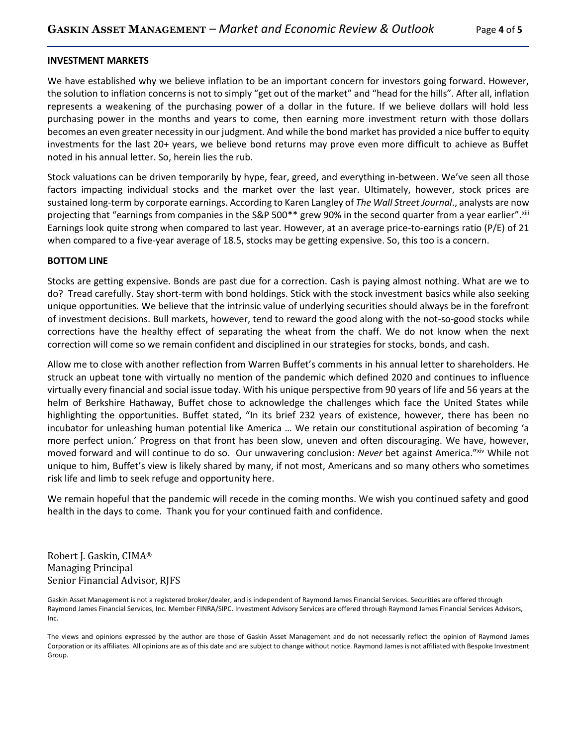## INVESTMENT MARKETS

We have established why we believe inflation to be an important concern for investors going forward. However, the solution to inflation concerns is not to simply "get out of the market" and "head for the hills". After all, inflation represents a weakening of the purchasing power of a dollar in the future. If we believe dollars will hold less purchasing power in the months and years to come, then earning more investment return with those dollars becomes an even greater necessity in our judgment. And while the bond market has provided a nice buffer to equity investments for the last 20+ years, we believe bond returns may prove even more difficult to achieve as Buffet noted in his annual letter. So, herein lies the rub.

Stock valuations can be driven temporarily by hype, fear, greed, and everything in-between. We've seen all those factors impacting individual stocks and the market over the last year. Ultimately, however, stock prices are sustained long-term by corporate earnings. According to Karen Langley of *The Wall Street Journal*., analysts are now projecting that "earnings from companies in the S&P 500** grew 90% in the second quarter from a year earlier".[xiii] Earnings look quite strong when compared to last year. However, at an average price-to-earnings ratio (P/E) of 21 when compared to a five-year average of 18.5, stocks may be getting expensive. So, this too is a concern.

## BOTTOM LINE

Stocks are getting expensive. Bonds are past due for a correction. Cash is paying almost nothing. What are we to do? Tread carefully. Stay short-term with bond holdings. Stick with the stock investment basics while also seeking unique opportunities. We believe that the intrinsic value of underlying securities should always be in the forefront of investment decisions. Bull markets, however, tend to reward the good along with the not-so-good stocks while corrections have the healthy effect of separating the wheat from the chaff. We do not know when the next correction will come so we remain confident and disciplined in our strategies for stocks, bonds, and cash.

Allow me to close with another reflection from Warren Buffet's comments in his annual letter to shareholders. He struck an upbeat tone with virtually no mention of the pandemic which defined 2020 and continues to influence virtually every financial and social issue today. With his unique perspective from 90 years of life and 56 years at the helm of Berkshire Hathaway, Buffet chose to acknowledge the challenges which face the United States while highlighting the opportunities. Buffet stated, "In its brief 232 years of existence, however, there has been no incubator for unleashing human potential like America … We retain our constitutional aspiration of becoming 'a more perfect union.' Progress on that front has been slow, uneven and often discouraging. We have, however, moved forward and will continue to do so. Our unwavering conclusion: *Never* bet against America."[xiv] While not unique to him, Buffet's view is likely shared by many, if not most, Americans and so many others who sometimes risk life and limb to seek refuge and opportunity here.

We remain hopeful that the pandemic will recede in the coming months. We wish you continued safety and good health in the days to come. Thank you for your continued faith and confidence.

Robert J. Gaskin, CIMA®
Managing Principal
Senior Financial Advisor, RJFS

Gaskin Asset Management is not a registered broker/dealer, and is independent of Raymond James Financial Services. Securities are offered through Raymond James Financial Services, Inc. Member FINRA/SIPC. Investment Advisory Services are offered through Raymond James Financial Services Advisors, Inc.

The views and opinions expressed by the author are those of Gaskin Asset Management and do not necessarily reflect the opinion of Raymond James Corporation or its affiliates. All opinions are as of this date and are subject to change without notice. Raymond James is not affiliated with Bespoke Investment Group.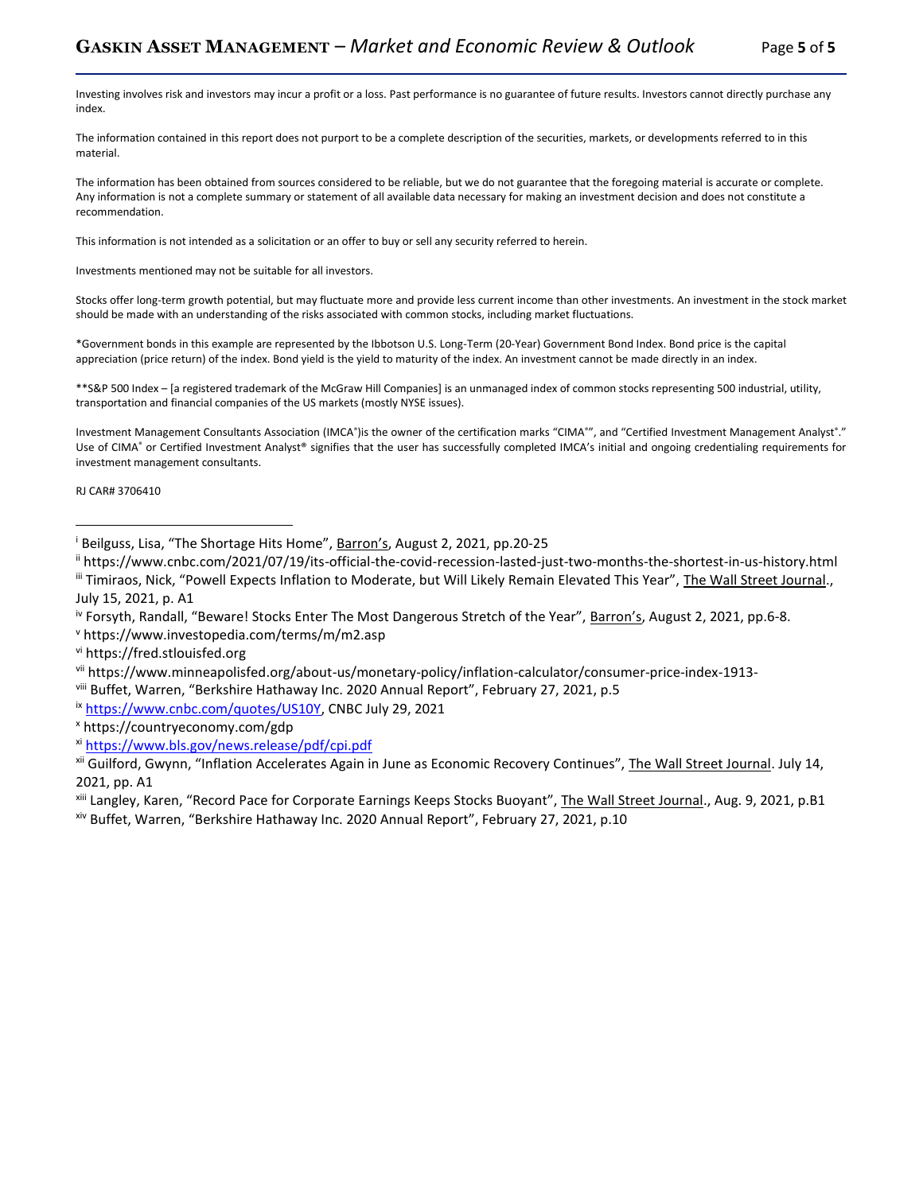Investing involves risk and investors may incur a profit or a loss. Past performance is no guarantee of future results. Investors cannot directly purchase any index.

The information contained in this report does not purport to be a complete description of the securities, markets, or developments referred to in this material.

The information has been obtained from sources considered to be reliable, but we do not guarantee that the foregoing material is accurate or complete. Any information is not a complete summary or statement of all available data necessary for making an investment decision and does not constitute a recommendation.

This information is not intended as a solicitation or an offer to buy or sell any security referred to herein.

Investments mentioned may not be suitable for all investors.

Stocks offer long-term growth potential, but may fluctuate more and provide less current income than other investments. An investment in the stock market should be made with an understanding of the risks associated with common stocks, including market fluctuations.

*Government bonds in this example are represented by the Ibbotson U.S. Long-Term (20-Year) Government Bond Index. Bond price is the capital appreciation (price return) of the index. Bond yield is the yield to maturity of the index. An investment cannot be made directly in an index.

**S&P 500 Index – [a registered trademark of the McGraw Hill Companies] is an unmanaged index of common stocks representing 500 industrial, utility, transportation and financial companies of the US markets (mostly NYSE issues).

Investment Management Consultants Association (IMCA®)is the owner of the certification marks "CIMA®", and "Certified Investment Management Analyst®." Use of CIMA® or Certified Investment Analyst® signifies that the user has successfully completed IMCA's initial and ongoing credentialing requirements for investment management consultants.

RJ CAR# 3706410

---

[i] Beilguss, Lisa, "The Shortage Hits Home", Barron's, August 2, 2021, pp.20-25

[ii] https://www.cnbc.com/2021/07/19/its-official-the-covid-recession-lasted-just-two-months-the-shortest-in-us-history.html

[iii] Timiraos, Nick, "Powell Expects Inflation to Moderate, but Will Likely Remain Elevated This Year", The Wall Street Journal., July 15, 2021, p. A1

[iv] Forsyth, Randall, "Beware! Stocks Enter The Most Dangerous Stretch of the Year", Barron's, August 2, 2021, pp.6-8.

[v] https://www.investopedia.com/terms/m/m2.asp

[vi] https://fred.stlouisfed.org

[vii] https://www.minneapolisfed.org/about-us/monetary-policy/inflation-calculator/consumer-price-index-1913-

[viii] Buffet, Warren, "Berkshire Hathaway Inc. 2020 Annual Report", February 27, 2021, p.5

[ix] https://www.cnbc.com/quotes/US10Y, CNBC July 29, 2021

[x] https://countryeconomy.com/gdp

[xi] https://www.bls.gov/news.release/pdf/cpi.pdf

[xii] Guilford, Gwynn, "Inflation Accelerates Again in June as Economic Recovery Continues", The Wall Street Journal. July 14, 2021, pp. A1

[xiii] Langley, Karen, "Record Pace for Corporate Earnings Keeps Stocks Buoyant", The Wall Street Journal., Aug. 9, 2021, p.B1

[xiv] Buffet, Warren, "Berkshire Hathaway Inc. 2020 Annual Report", February 27, 2021, p.10